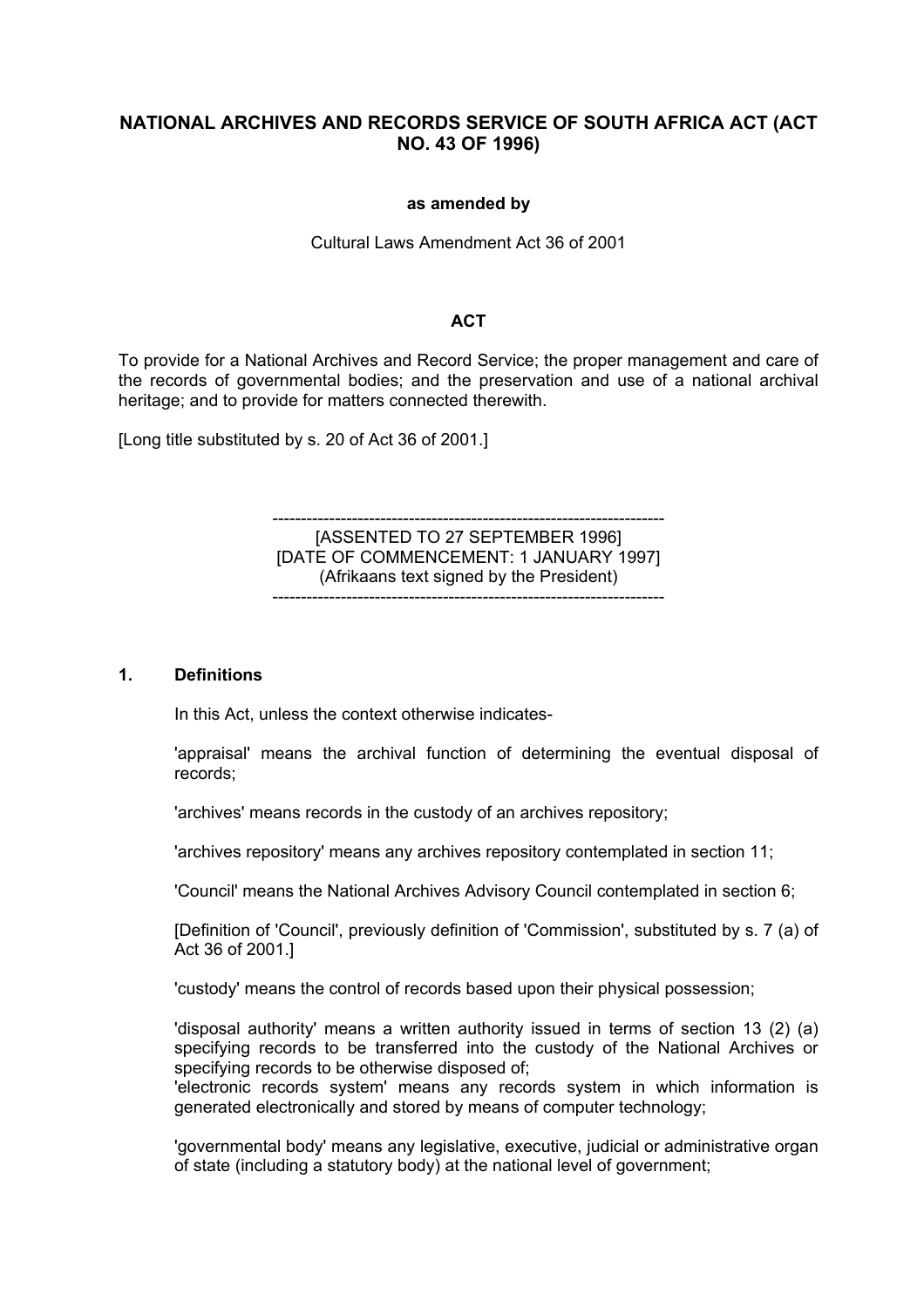# NATIONAL ARCHIVES AND RECORDS SERVICE OF SOUTH AFRICA ACT (ACT NO. 43 OF 1996)

**as amended by**

Cultural Laws Amendment Act 36 of 2001

## ACT

To provide for a National Archives and Record Service; the proper management and care of the records of governmental bodies; and the preservation and use of a national archival heritage; and to provide for matters connected therewith.

[Long title substituted by s. 20 of Act 36 of 2001.]

---

[ASSENTED TO 27 SEPTEMBER 1996]
[DATE OF COMMENCEMENT: 1 JANUARY 1997]
(Afrikaans text signed by the President)

---

### 1. Definitions

In this Act, unless the context otherwise indicates-

'appraisal' means the archival function of determining the eventual disposal of records;

'archives' means records in the custody of an archives repository;

'archives repository' means any archives repository contemplated in section 11;

'Council' means the National Archives Advisory Council contemplated in section 6;

[Definition of 'Council', previously definition of 'Commission', substituted by s. 7 (a) of Act 36 of 2001.]

'custody' means the control of records based upon their physical possession;

'disposal authority' means a written authority issued in terms of section 13 (2) (a) specifying records to be transferred into the custody of the National Archives or specifying records to be otherwise disposed of;

'electronic records system' means any records system in which information is generated electronically and stored by means of computer technology;

'governmental body' means any legislative, executive, judicial or administrative organ of state (including a statutory body) at the national level of government;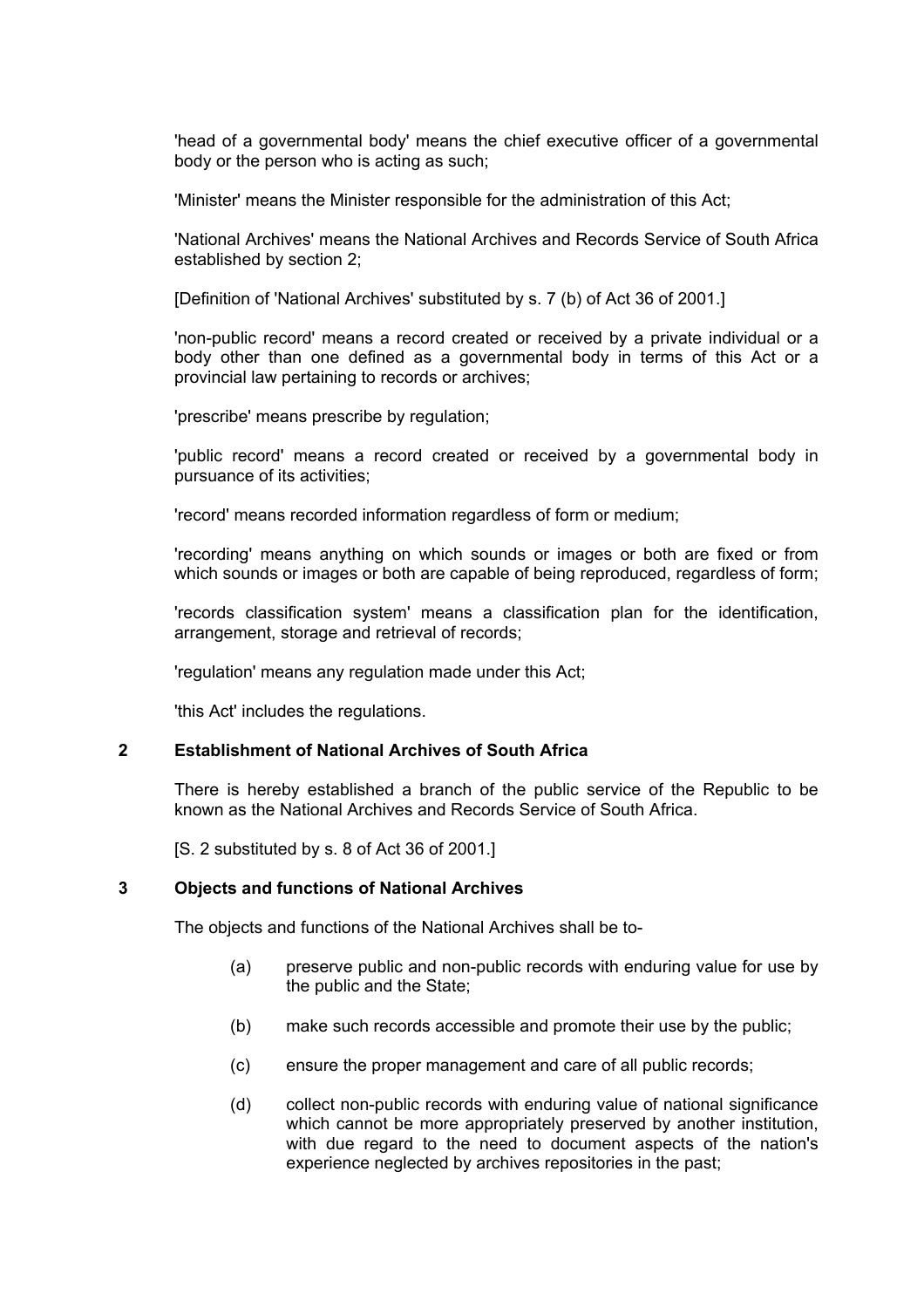'head of a governmental body' means the chief executive officer of a governmental body or the person who is acting as such;

'Minister' means the Minister responsible for the administration of this Act;

'National Archives' means the National Archives and Records Service of South Africa established by section 2;

[Definition of 'National Archives' substituted by s. 7 (b) of Act 36 of 2001.]

'non-public record' means a record created or received by a private individual or a body other than one defined as a governmental body in terms of this Act or a provincial law pertaining to records or archives;

'prescribe' means prescribe by regulation;

'public record' means a record created or received by a governmental body in pursuance of its activities;

'record' means recorded information regardless of form or medium;

'recording' means anything on which sounds or images or both are fixed or from which sounds or images or both are capable of being reproduced, regardless of form;

'records classification system' means a classification plan for the identification, arrangement, storage and retrieval of records;

'regulation' means any regulation made under this Act;

'this Act' includes the regulations.

### 2 Establishment of National Archives of South Africa

There is hereby established a branch of the public service of the Republic to be known as the National Archives and Records Service of South Africa.

[S. 2 substituted by s. 8 of Act 36 of 2001.]

### 3 Objects and functions of National Archives

The objects and functions of the National Archives shall be to-

(a) preserve public and non-public records with enduring value for use by the public and the State;

(b) make such records accessible and promote their use by the public;

(c) ensure the proper management and care of all public records;

(d) collect non-public records with enduring value of national significance which cannot be more appropriately preserved by another institution, with due regard to the need to document aspects of the nation's experience neglected by archives repositories in the past;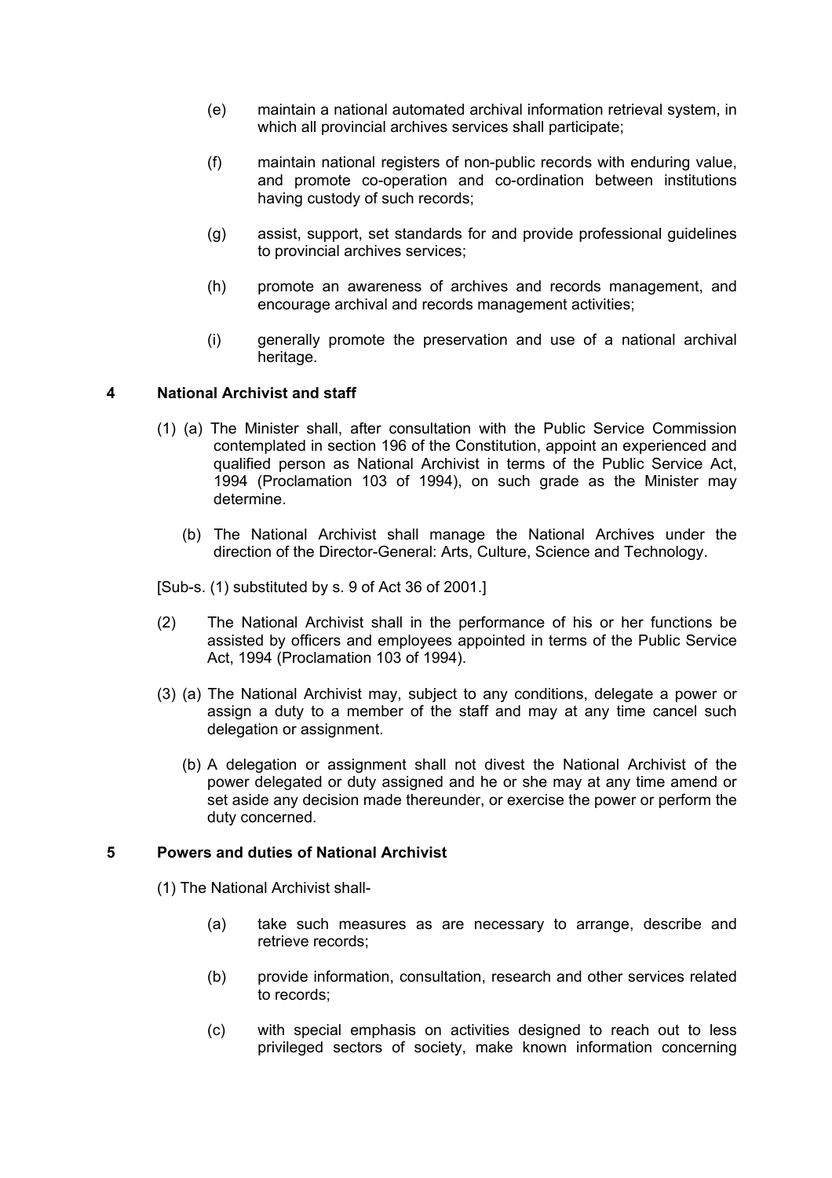(e) maintain a national automated archival information retrieval system, in which all provincial archives services shall participate;

(f) maintain national registers of non-public records with enduring value, and promote co-operation and co-ordination between institutions having custody of such records;

(g) assist, support, set standards for and provide professional guidelines to provincial archives services;

(h) promote an awareness of archives and records management, and encourage archival and records management activities;

(i) generally promote the preservation and use of a national archival heritage.

## 4 National Archivist and staff

(1) (a) The Minister shall, after consultation with the Public Service Commission contemplated in section 196 of the Constitution, appoint an experienced and qualified person as National Archivist in terms of the Public Service Act, 1994 (Proclamation 103 of 1994), on such grade as the Minister may determine.

(b) The National Archivist shall manage the National Archives under the direction of the Director-General: Arts, Culture, Science and Technology.

[Sub-s. (1) substituted by s. 9 of Act 36 of 2001.]

(2) The National Archivist shall in the performance of his or her functions be assisted by officers and employees appointed in terms of the Public Service Act, 1994 (Proclamation 103 of 1994).

(3) (a) The National Archivist may, subject to any conditions, delegate a power or assign a duty to a member of the staff and may at any time cancel such delegation or assignment.

(b) A delegation or assignment shall not divest the National Archivist of the power delegated or duty assigned and he or she may at any time amend or set aside any decision made thereunder, or exercise the power or perform the duty concerned.

## 5 Powers and duties of National Archivist

(1) The National Archivist shall-

(a) take such measures as are necessary to arrange, describe and retrieve records;

(b) provide information, consultation, research and other services related to records;

(c) with special emphasis on activities designed to reach out to less privileged sectors of society, make known information concerning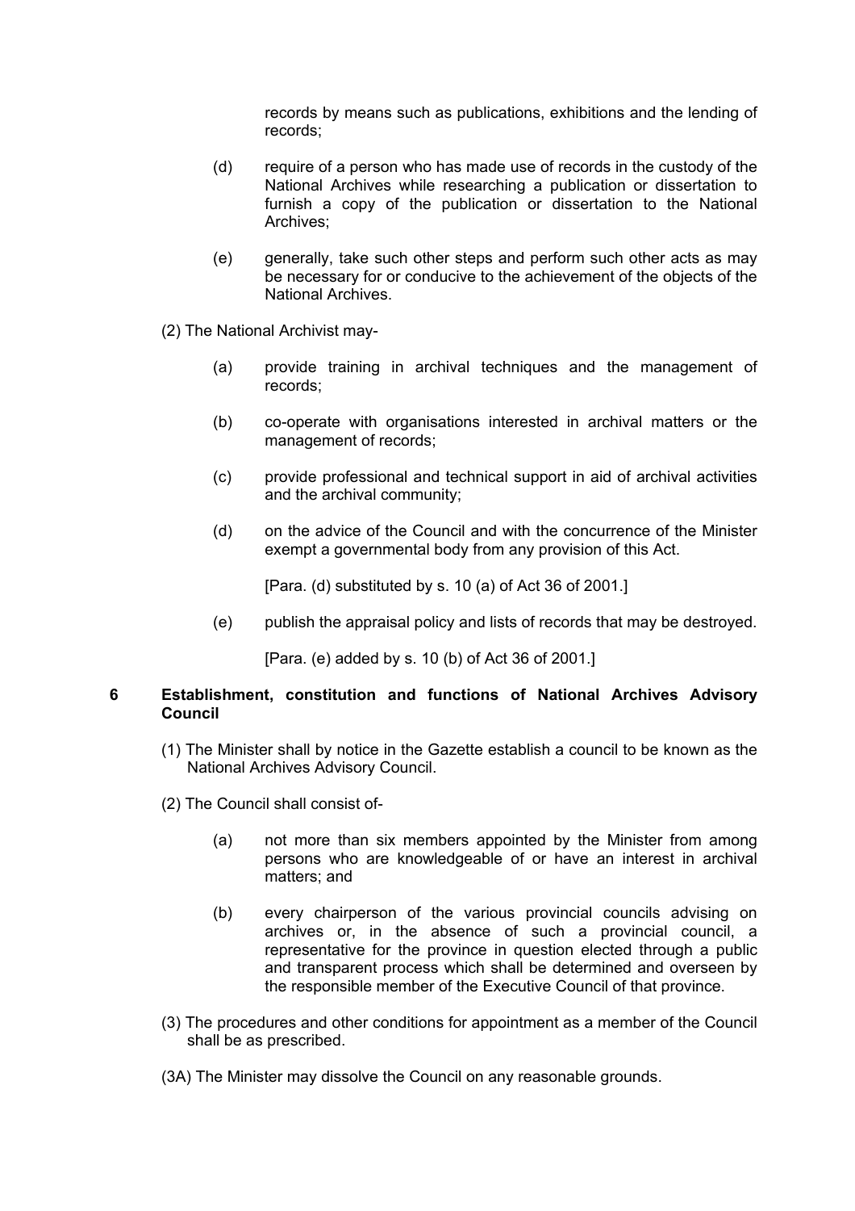records by means such as publications, exhibitions and the lending of records;

(d) require of a person who has made use of records in the custody of the National Archives while researching a publication or dissertation to furnish a copy of the publication or dissertation to the National Archives;

(e) generally, take such other steps and perform such other acts as may be necessary for or conducive to the achievement of the objects of the National Archives.

(2) The National Archivist may-

(a) provide training in archival techniques and the management of records;

(b) co-operate with organisations interested in archival matters or the management of records;

(c) provide professional and technical support in aid of archival activities and the archival community;

(d) on the advice of the Council and with the concurrence of the Minister exempt a governmental body from any provision of this Act.

[Para. (d) substituted by s. 10 (a) of Act 36 of 2001.]

(e) publish the appraisal policy and lists of records that may be destroyed.

[Para. (e) added by s. 10 (b) of Act 36 of 2001.]

**6 Establishment, constitution and functions of National Archives Advisory Council**

(1) The Minister shall by notice in the Gazette establish a council to be known as the National Archives Advisory Council.

(2) The Council shall consist of-

(a) not more than six members appointed by the Minister from among persons who are knowledgeable of or have an interest in archival matters; and

(b) every chairperson of the various provincial councils advising on archives or, in the absence of such a provincial council, a representative for the province in question elected through a public and transparent process which shall be determined and overseen by the responsible member of the Executive Council of that province.

(3) The procedures and other conditions for appointment as a member of the Council shall be as prescribed.

(3A) The Minister may dissolve the Council on any reasonable grounds.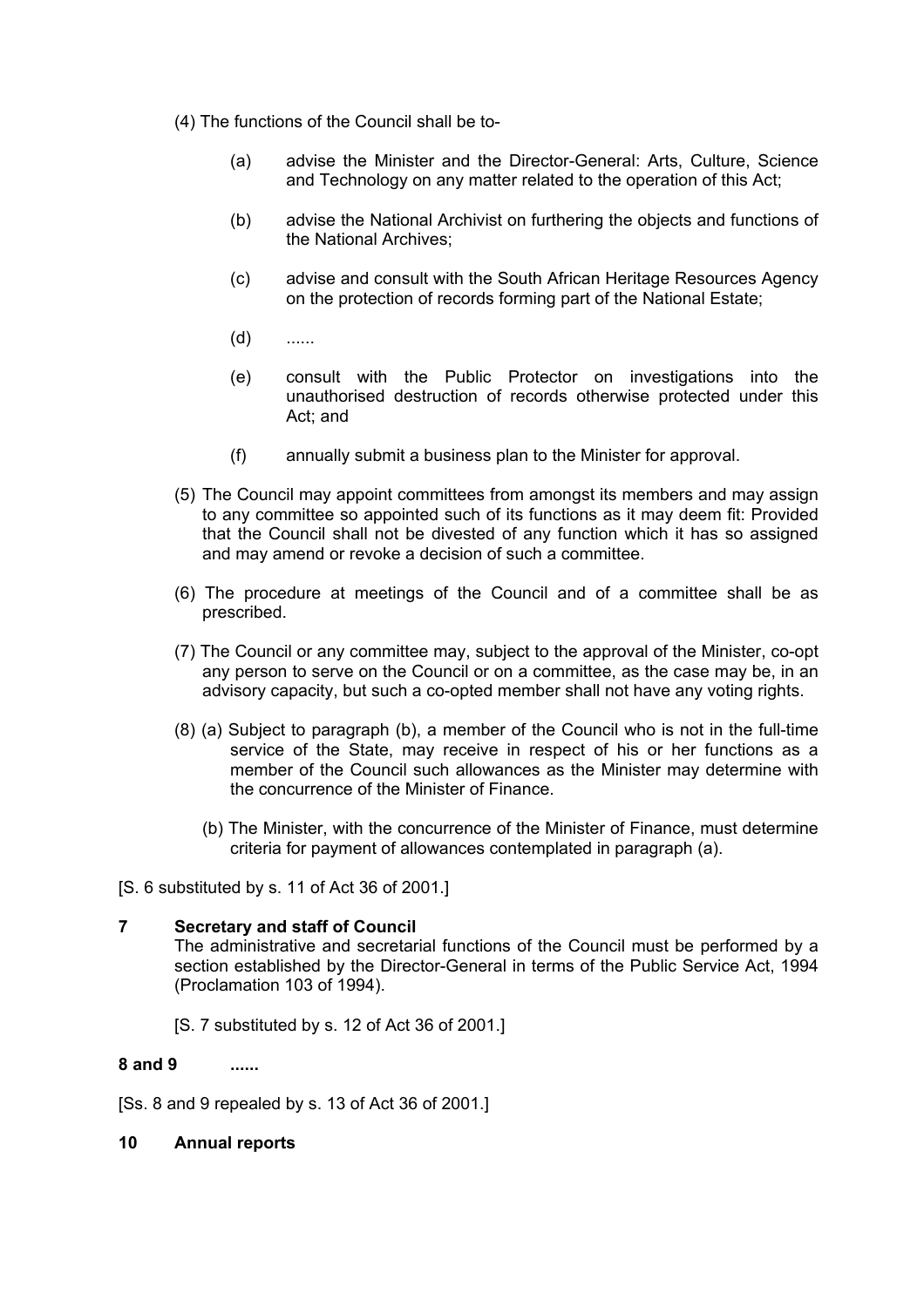(4) The functions of the Council shall be to-

(a) advise the Minister and the Director-General: Arts, Culture, Science and Technology on any matter related to the operation of this Act;

(b) advise the National Archivist on furthering the objects and functions of the National Archives;

(c) advise and consult with the South African Heritage Resources Agency on the protection of records forming part of the National Estate;

(d) ......

(e) consult with the Public Protector on investigations into the unauthorised destruction of records otherwise protected under this Act; and

(f) annually submit a business plan to the Minister for approval.

(5) The Council may appoint committees from amongst its members and may assign to any committee so appointed such of its functions as it may deem fit: Provided that the Council shall not be divested of any function which it has so assigned and may amend or revoke a decision of such a committee.

(6) The procedure at meetings of the Council and of a committee shall be as prescribed.

(7) The Council or any committee may, subject to the approval of the Minister, co-opt any person to serve on the Council or on a committee, as the case may be, in an advisory capacity, but such a co-opted member shall not have any voting rights.

(8) (a) Subject to paragraph (b), a member of the Council who is not in the full-time service of the State, may receive in respect of his or her functions as a member of the Council such allowances as the Minister may determine with the concurrence of the Minister of Finance.

(b) The Minister, with the concurrence of the Minister of Finance, must determine criteria for payment of allowances contemplated in paragraph (a).

[S. 6 substituted by s. 11 of Act 36 of 2001.]

**7 Secretary and staff of Council**

The administrative and secretarial functions of the Council must be performed by a section established by the Director-General in terms of the Public Service Act, 1994 (Proclamation 103 of 1994).

[S. 7 substituted by s. 12 of Act 36 of 2001.]

**8 and 9 ......**

[Ss. 8 and 9 repealed by s. 13 of Act 36 of 2001.]

**10 Annual reports**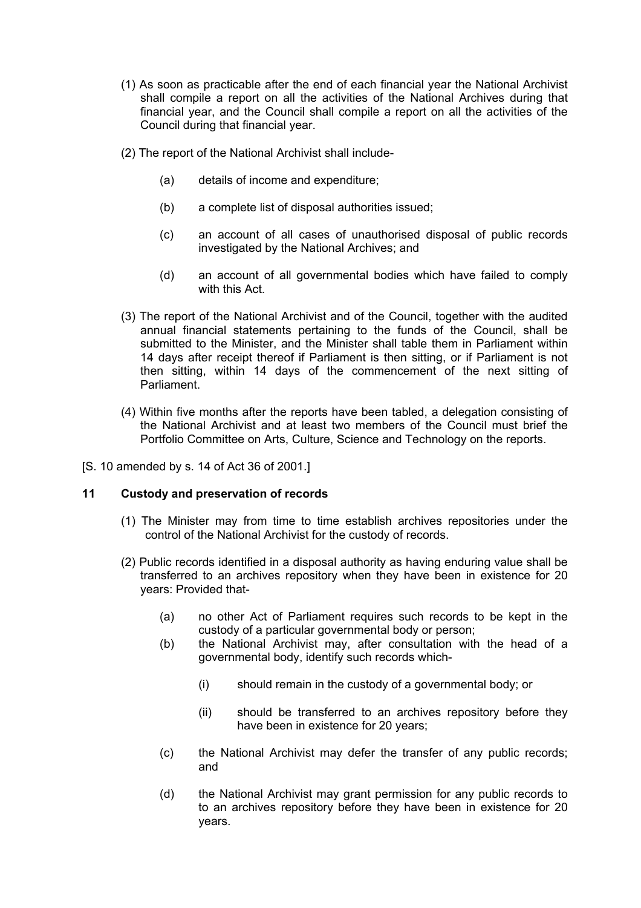(1) As soon as practicable after the end of each financial year the National Archivist shall compile a report on all the activities of the National Archives during that financial year, and the Council shall compile a report on all the activities of the Council during that financial year.

(2) The report of the National Archivist shall include-

- (a) details of income and expenditure;
- (b) a complete list of disposal authorities issued;
- (c) an account of all cases of unauthorised disposal of public records investigated by the National Archives; and
- (d) an account of all governmental bodies which have failed to comply with this Act.

(3) The report of the National Archivist and of the Council, together with the audited annual financial statements pertaining to the funds of the Council, shall be submitted to the Minister, and the Minister shall table them in Parliament within 14 days after receipt thereof if Parliament is then sitting, or if Parliament is not then sitting, within 14 days of the commencement of the next sitting of Parliament.

(4) Within five months after the reports have been tabled, a delegation consisting of the National Archivist and at least two members of the Council must brief the Portfolio Committee on Arts, Culture, Science and Technology on the reports.

[S. 10 amended by s. 14 of Act 36 of 2001.]

### 11 Custody and preservation of records

(1) The Minister may from time to time establish archives repositories under the control of the National Archivist for the custody of records.

(2) Public records identified in a disposal authority as having enduring value shall be transferred to an archives repository when they have been in existence for 20 years: Provided that-

- (a) no other Act of Parliament requires such records to be kept in the custody of a particular governmental body or person;
- (b) the National Archivist may, after consultation with the head of a governmental body, identify such records which-
  - (i) should remain in the custody of a governmental body; or
  - (ii) should be transferred to an archives repository before they have been in existence for 20 years;
- (c) the National Archivist may defer the transfer of any public records; and
- (d) the National Archivist may grant permission for any public records to to an archives repository before they have been in existence for 20 years.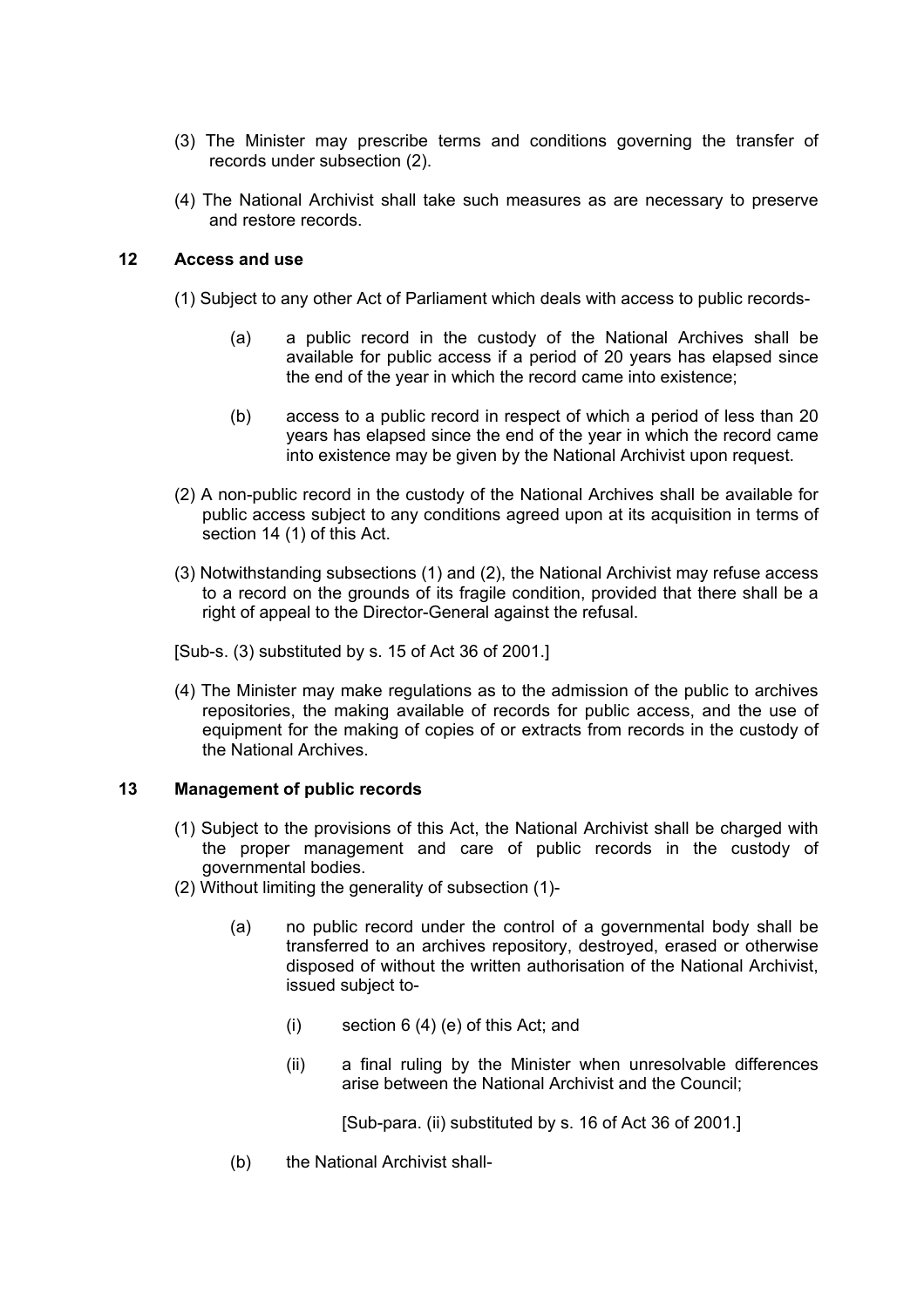(3) The Minister may prescribe terms and conditions governing the transfer of records under subsection (2).

(4) The National Archivist shall take such measures as are necessary to preserve and restore records.

## 12 Access and use

(1) Subject to any other Act of Parliament which deals with access to public records-

(a) a public record in the custody of the National Archives shall be available for public access if a period of 20 years has elapsed since the end of the year in which the record came into existence;

(b) access to a public record in respect of which a period of less than 20 years has elapsed since the end of the year in which the record came into existence may be given by the National Archivist upon request.

(2) A non-public record in the custody of the National Archives shall be available for public access subject to any conditions agreed upon at its acquisition in terms of section 14 (1) of this Act.

(3) Notwithstanding subsections (1) and (2), the National Archivist may refuse access to a record on the grounds of its fragile condition, provided that there shall be a right of appeal to the Director-General against the refusal.

[Sub-s. (3) substituted by s. 15 of Act 36 of 2001.]

(4) The Minister may make regulations as to the admission of the public to archives repositories, the making available of records for public access, and the use of equipment for the making of copies of or extracts from records in the custody of the National Archives.

## 13 Management of public records

(1) Subject to the provisions of this Act, the National Archivist shall be charged with the proper management and care of public records in the custody of governmental bodies.

(2) Without limiting the generality of subsection (1)-

(a) no public record under the control of a governmental body shall be transferred to an archives repository, destroyed, erased or otherwise disposed of without the written authorisation of the National Archivist, issued subject to-

(i) section 6 (4) (e) of this Act; and

(ii) a final ruling by the Minister when unresolvable differences arise between the National Archivist and the Council;

[Sub-para. (ii) substituted by s. 16 of Act 36 of 2001.]

(b) the National Archivist shall-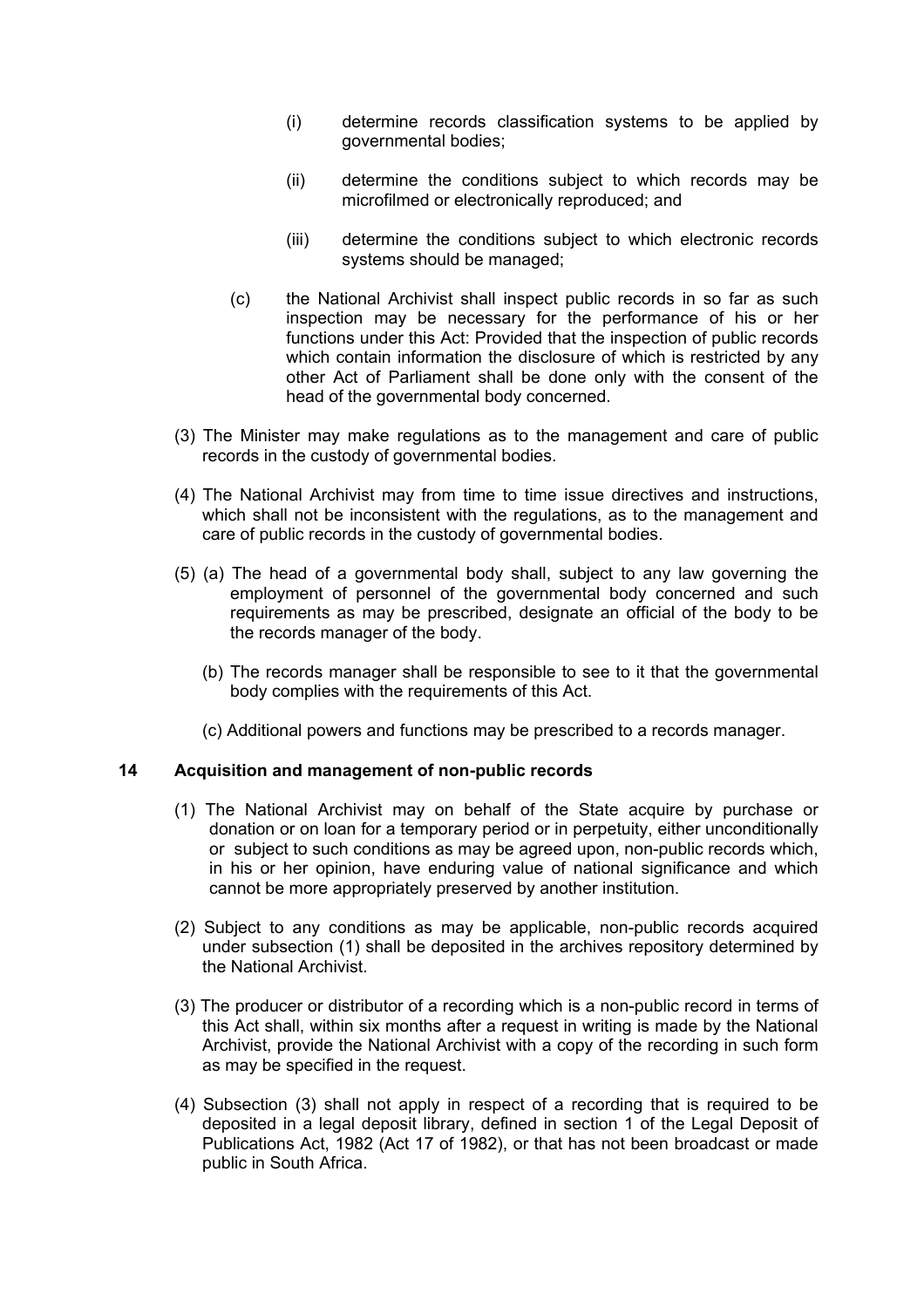(i) determine records classification systems to be applied by governmental bodies;

(ii) determine the conditions subject to which records may be microfilmed or electronically reproduced; and

(iii) determine the conditions subject to which electronic records systems should be managed;

(c) the National Archivist shall inspect public records in so far as such inspection may be necessary for the performance of his or her functions under this Act: Provided that the inspection of public records which contain information the disclosure of which is restricted by any other Act of Parliament shall be done only with the consent of the head of the governmental body concerned.

(3) The Minister may make regulations as to the management and care of public records in the custody of governmental bodies.

(4) The National Archivist may from time to time issue directives and instructions, which shall not be inconsistent with the regulations, as to the management and care of public records in the custody of governmental bodies.

(5) (a) The head of a governmental body shall, subject to any law governing the employment of personnel of the governmental body concerned and such requirements as may be prescribed, designate an official of the body to be the records manager of the body.

(b) The records manager shall be responsible to see to it that the governmental body complies with the requirements of this Act.

(c) Additional powers and functions may be prescribed to a records manager.

## 14 Acquisition and management of non-public records

(1) The National Archivist may on behalf of the State acquire by purchase or donation or on loan for a temporary period or in perpetuity, either unconditionally or subject to such conditions as may be agreed upon, non-public records which, in his or her opinion, have enduring value of national significance and which cannot be more appropriately preserved by another institution.

(2) Subject to any conditions as may be applicable, non-public records acquired under subsection (1) shall be deposited in the archives repository determined by the National Archivist.

(3) The producer or distributor of a recording which is a non-public record in terms of this Act shall, within six months after a request in writing is made by the National Archivist, provide the National Archivist with a copy of the recording in such form as may be specified in the request.

(4) Subsection (3) shall not apply in respect of a recording that is required to be deposited in a legal deposit library, defined in section 1 of the Legal Deposit of Publications Act, 1982 (Act 17 of 1982), or that has not been broadcast or made public in South Africa.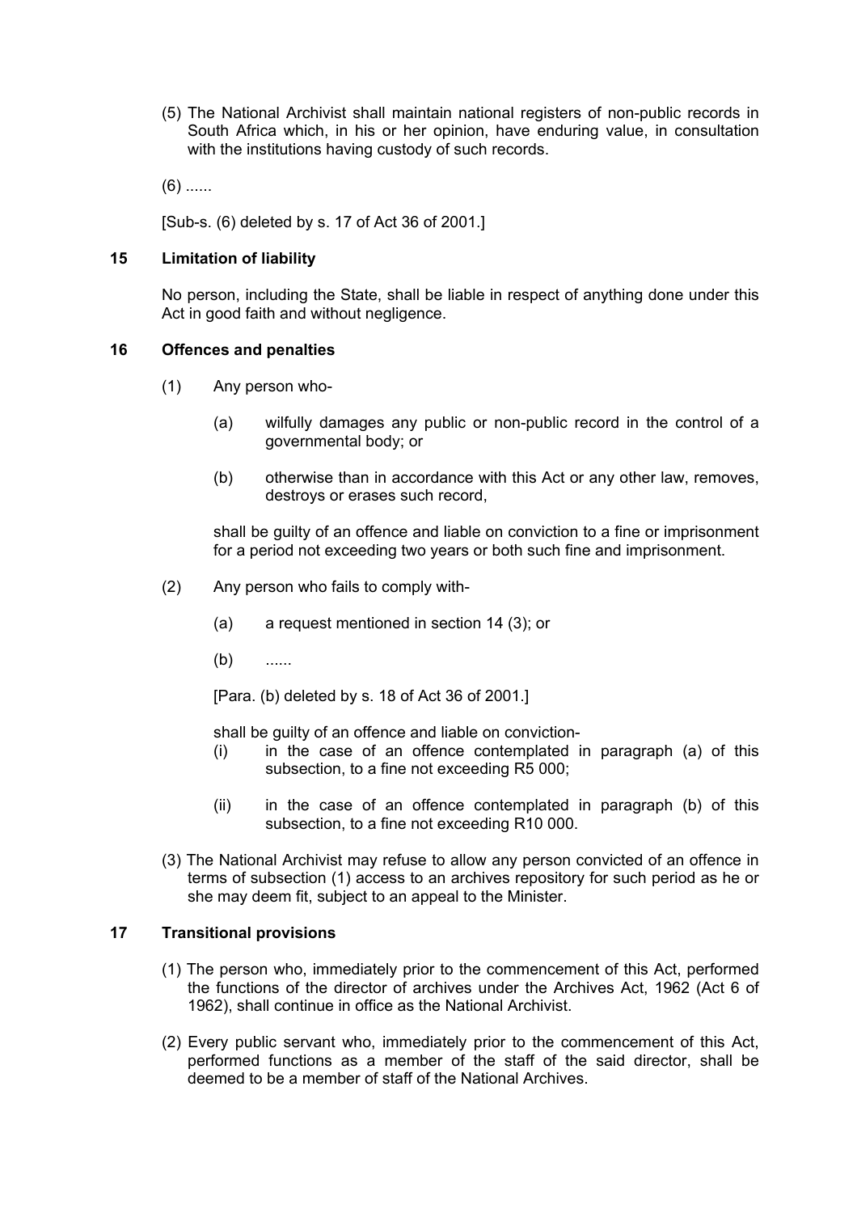(5) The National Archivist shall maintain national registers of non-public records in South Africa which, in his or her opinion, have enduring value, in consultation with the institutions having custody of such records.

(6) ......

[Sub-s. (6) deleted by s. 17 of Act 36 of 2001.]

### 15 Limitation of liability

No person, including the State, shall be liable in respect of anything done under this Act in good faith and without negligence.

### 16 Offences and penalties

(1) Any person who-

(a) wilfully damages any public or non-public record in the control of a governmental body; or

(b) otherwise than in accordance with this Act or any other law, removes, destroys or erases such record,

shall be guilty of an offence and liable on conviction to a fine or imprisonment for a period not exceeding two years or both such fine and imprisonment.

(2) Any person who fails to comply with-

(a) a request mentioned in section 14 (3); or

(b) ......

[Para. (b) deleted by s. 18 of Act 36 of 2001.]

shall be guilty of an offence and liable on conviction-

(i) in the case of an offence contemplated in paragraph (a) of this subsection, to a fine not exceeding R5 000;

(ii) in the case of an offence contemplated in paragraph (b) of this subsection, to a fine not exceeding R10 000.

(3) The National Archivist may refuse to allow any person convicted of an offence in terms of subsection (1) access to an archives repository for such period as he or she may deem fit, subject to an appeal to the Minister.

### 17 Transitional provisions

(1) The person who, immediately prior to the commencement of this Act, performed the functions of the director of archives under the Archives Act, 1962 (Act 6 of 1962), shall continue in office as the National Archivist.

(2) Every public servant who, immediately prior to the commencement of this Act, performed functions as a member of the staff of the said director, shall be deemed to be a member of staff of the National Archives.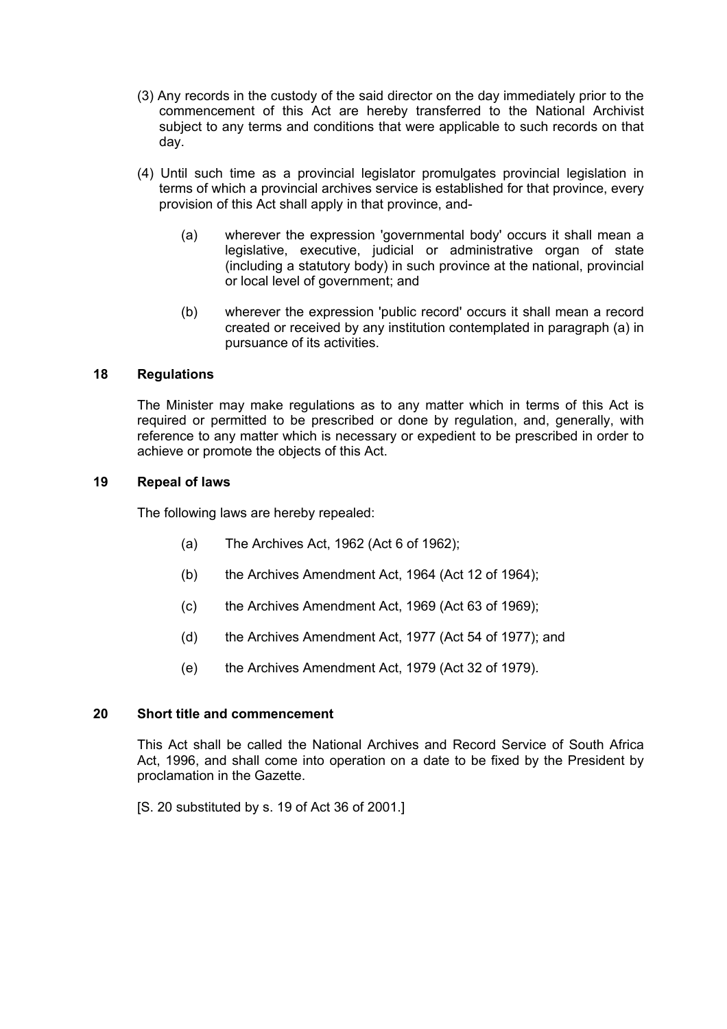(3) Any records in the custody of the said director on the day immediately prior to the commencement of this Act are hereby transferred to the National Archivist subject to any terms and conditions that were applicable to such records on that day.

(4) Until such time as a provincial legislator promulgates provincial legislation in terms of which a provincial archives service is established for that province, every provision of this Act shall apply in that province, and-

(a) wherever the expression 'governmental body' occurs it shall mean a legislative, executive, judicial or administrative organ of state (including a statutory body) in such province at the national, provincial or local level of government; and

(b) wherever the expression 'public record' occurs it shall mean a record created or received by any institution contemplated in paragraph (a) in pursuance of its activities.

**18 Regulations**

The Minister may make regulations as to any matter which in terms of this Act is required or permitted to be prescribed or done by regulation, and, generally, with reference to any matter which is necessary or expedient to be prescribed in order to achieve or promote the objects of this Act.

**19 Repeal of laws**

The following laws are hereby repealed:

(a) The Archives Act, 1962 (Act 6 of 1962);

(b) the Archives Amendment Act, 1964 (Act 12 of 1964);

(c) the Archives Amendment Act, 1969 (Act 63 of 1969);

(d) the Archives Amendment Act, 1977 (Act 54 of 1977); and

(e) the Archives Amendment Act, 1979 (Act 32 of 1979).

**20 Short title and commencement**

This Act shall be called the National Archives and Record Service of South Africa Act, 1996, and shall come into operation on a date to be fixed by the President by proclamation in the Gazette.

[S. 20 substituted by s. 19 of Act 36 of 2001.]